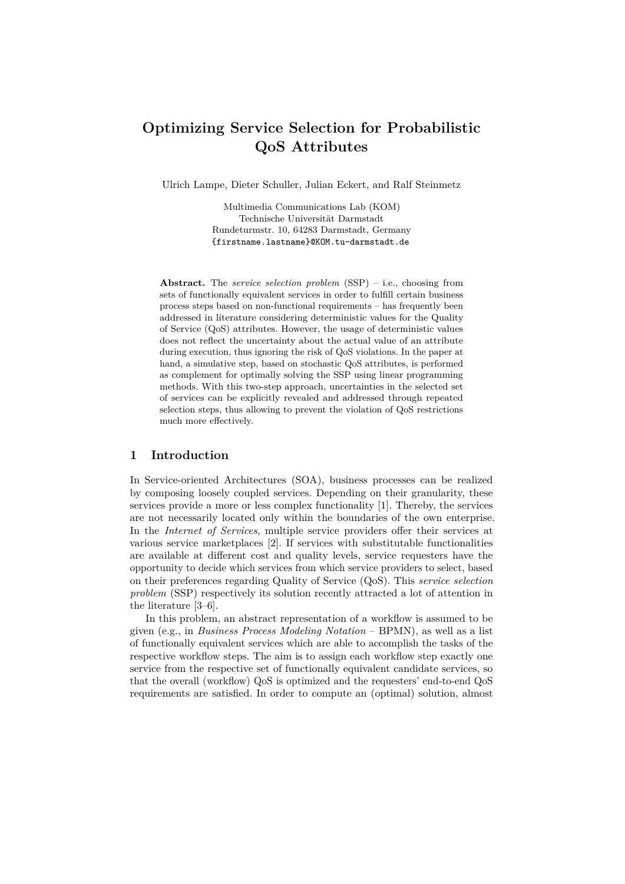# Optimizing Service Selection for Probabilistic QoS Attributes

Ulrich Lampe, Dieter Schuller, Julian Eckert, and Ralf Steinmetz

Multimedia Communications Lab (KOM)
Technische Universität Darmstadt
Rundeturmstr. 10, 64283 Darmstadt, Germany
{firstname.lastname}@KOM.tu-darmstadt.de

**Abstract.** The *service selection problem* (SSP) – i.e., choosing from sets of functionally equivalent services in order to fulfill certain business process steps based on non-functional requirements – has frequently been addressed in literature considering deterministic values for the Quality of Service (QoS) attributes. However, the usage of deterministic values does not reflect the uncertainty about the actual value of an attribute during execution, thus ignoring the risk of QoS violations. In the paper at hand, a simulative step, based on stochastic QoS attributes, is performed as complement for optimally solving the SSP using linear programming methods. With this two-step approach, uncertainties in the selected set of services can be explicitly revealed and addressed through repeated selection steps, thus allowing to prevent the violation of QoS restrictions much more effectively.

## 1 Introduction

In Service-oriented Architectures (SOA), business processes can be realized by composing loosely coupled services. Depending on their granularity, these services provide a more or less complex functionality [1]. Thereby, the services are not necessarily located only within the boundaries of the own enterprise. In the *Internet of Services*, multiple service providers offer their services at various service marketplaces [2]. If services with substitutable functionalities are available at different cost and quality levels, service requesters have the opportunity to decide which services from which service providers to select, based on their preferences regarding Quality of Service (QoS). This *service selection problem* (SSP) respectively its solution recently attracted a lot of attention in the literature [3–6].

In this problem, an abstract representation of a workflow is assumed to be given (e.g., in *Business Process Modeling Notation* – BPMN), as well as a list of functionally equivalent services which are able to accomplish the tasks of the respective workflow steps. The aim is to assign each workflow step exactly one service from the respective set of functionally equivalent candidate services, so that the overall (workflow) QoS is optimized and the requesters' end-to-end QoS requirements are satisfied. In order to compute an (optimal) solution, almost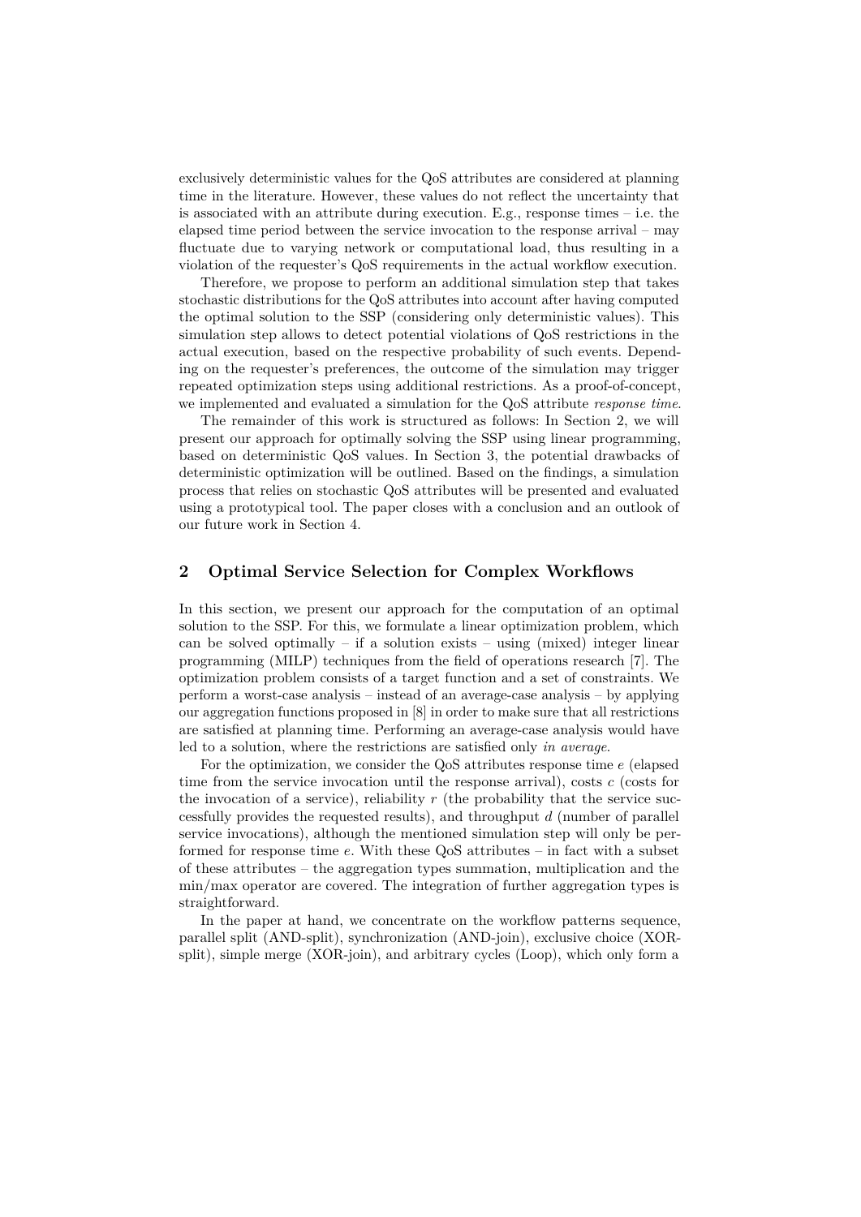exclusively deterministic values for the QoS attributes are considered at planning time in the literature. However, these values do not reflect the uncertainty that is associated with an attribute during execution. E.g., response times – i.e. the elapsed time period between the service invocation to the response arrival – may fluctuate due to varying network or computational load, thus resulting in a violation of the requester's QoS requirements in the actual workflow execution.

Therefore, we propose to perform an additional simulation step that takes stochastic distributions for the QoS attributes into account after having computed the optimal solution to the SSP (considering only deterministic values). This simulation step allows to detect potential violations of QoS restrictions in the actual execution, based on the respective probability of such events. Depending on the requester's preferences, the outcome of the simulation may trigger repeated optimization steps using additional restrictions. As a proof-of-concept, we implemented and evaluated a simulation for the QoS attribute *response time*.

The remainder of this work is structured as follows: In Section 2, we will present our approach for optimally solving the SSP using linear programming, based on deterministic QoS values. In Section 3, the potential drawbacks of deterministic optimization will be outlined. Based on the findings, a simulation process that relies on stochastic QoS attributes will be presented and evaluated using a prototypical tool. The paper closes with a conclusion and an outlook of our future work in Section 4.

## 2 Optimal Service Selection for Complex Workflows

In this section, we present our approach for the computation of an optimal solution to the SSP. For this, we formulate a linear optimization problem, which can be solved optimally – if a solution exists – using (mixed) integer linear programming (MILP) techniques from the field of operations research [7]. The optimization problem consists of a target function and a set of constraints. We perform a worst-case analysis – instead of an average-case analysis – by applying our aggregation functions proposed in [8] in order to make sure that all restrictions are satisfied at planning time. Performing an average-case analysis would have led to a solution, where the restrictions are satisfied only *in average*.

For the optimization, we consider the QoS attributes response time $e$ (elapsed time from the service invocation until the response arrival), costs $c$ (costs for the invocation of a service), reliability $r$ (the probability that the service successfully provides the requested results), and throughput $d$ (number of parallel service invocations), although the mentioned simulation step will only be performed for response time $e$. With these QoS attributes – in fact with a subset of these attributes – the aggregation types summation, multiplication and the min/max operator are covered. The integration of further aggregation types is straightforward.

In the paper at hand, we concentrate on the workflow patterns sequence, parallel split (AND-split), synchronization (AND-join), exclusive choice (XOR-split), simple merge (XOR-join), and arbitrary cycles (Loop), which only form a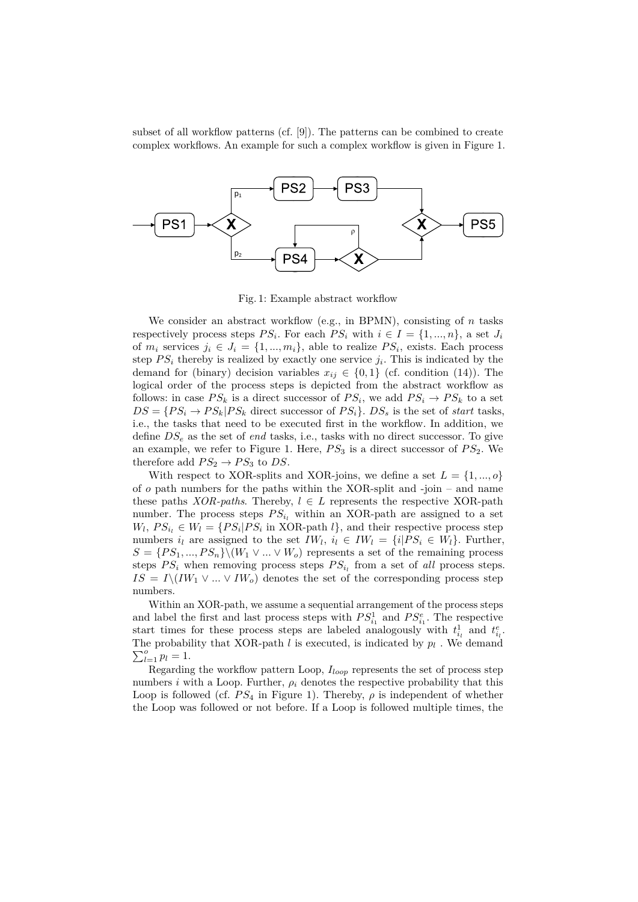subset of all workflow patterns (cf. [9]). The patterns can be combined to create complex workflows. An example for such a complex workflow is given in Figure 1.

Fig. 1: Example abstract workflow

We consider an abstract workflow (e.g., in BPMN), consisting of $n$ tasks respectively process steps $PS_i$. For each $PS_i$ with $i \in I = \{1, ..., n\}$, a set $J_i$ of $m_i$ services $j_i \in J_i = \{1, ..., m_i\}$, able to realize $PS_i$, exists. Each process step $PS_i$ thereby is realized by exactly one service $j_i$. This is indicated by the demand for (binary) decision variables $x_{ij} \in \{0, 1\}$ (cf. condition (14)). The logical order of the process steps is depicted from the abstract workflow as follows: in case $PS_k$ is a direct successor of $PS_i$, we add $PS_i \rightarrow PS_k$ to a set $DS = \{PS_i \rightarrow PS_k | PS_k \text{ direct successor of } PS_i\}$. $DS_s$ is the set of *start* tasks, i.e., the tasks that need to be executed first in the workflow. In addition, we define $DS_e$ as the set of *end* tasks, i.e., tasks with no direct successor. To give an example, we refer to Figure 1. Here, $PS_3$ is a direct successor of $PS_2$. We therefore add $PS_2 \rightarrow PS_3$ to $DS$.

With respect to XOR-splits and XOR-joins, we define a set $L = \{1, ..., o\}$ of $o$ path numbers for the paths within the XOR-split and -join – and name these paths *XOR-paths*. Thereby, $l \in L$ represents the respective XOR-path number. The process steps $PS_{i_l}$ within an XOR-path are assigned to a set $W_l$, $PS_{i_l} \in W_l = \{PS_i | PS_i \text{ in XOR-path } l\}$, and their respective process step numbers $i_l$ are assigned to the set $IW_l$, $i_l \in IW_l = \{i | PS_i \in W_l\}$. Further, $S = \{PS_1, ..., PS_n\} \backslash (W_1 \vee ... \vee W_o)$ represents a set of the remaining process steps $PS_i$ when removing process steps $PS_{i_l}$ from a set of *all* process steps. $IS = I \backslash (IW_1 \vee ... \vee IW_o)$ denotes the set of the corresponding process step numbers.

Within an XOR-path, we assume a sequential arrangement of the process steps and label the first and last process steps with $PS^1_{i_1}$ and $PS^e_{i_1}$. The respective start times for these process steps are labeled analogously with $t^1_{i_l}$ and $t^e_{i_l}$. The probability that XOR-path $l$ is executed, is indicated by $p_l$ . We demand $\sum_{l=1}^{o} p_l = 1$.

Regarding the workflow pattern Loop, $I_{loop}$ represents the set of process step numbers $i$ with a Loop. Further, $\rho_i$ denotes the respective probability that this Loop is followed (cf. $PS_4$ in Figure 1). Thereby, $\rho$ is independent of whether the Loop was followed or not before. If a Loop is followed multiple times, the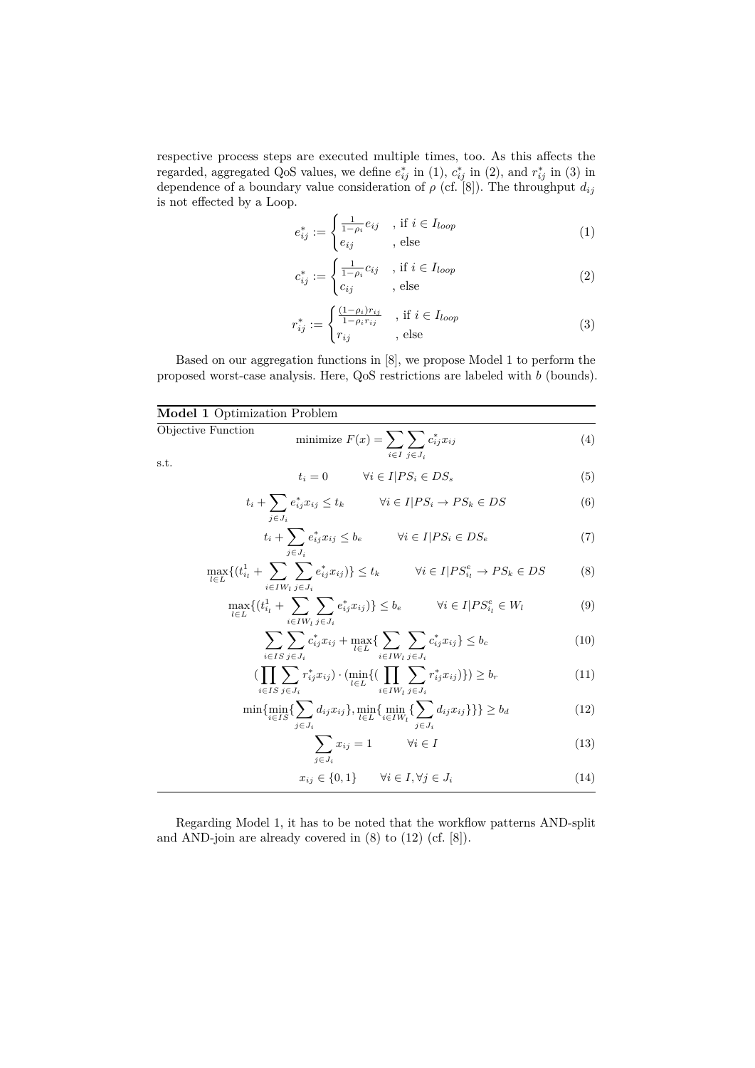respective process steps are executed multiple times, too. As this affects the regarded, aggregated QoS values, we define $e^*_{ij}$ in (1), $c^*_{ij}$ in (2), and $r^*_{ij}$ in (3) in dependence of a boundary value consideration of $\rho$ (cf. [8]). The throughput $d_{ij}$ is not effected by a Loop.

$$e^*_{ij} := \begin{cases} \frac{1}{1-\rho_i} e_{ij} & \text{, if } i \in I_{loop} \\ e_{ij} & \text{, else} \end{cases} \tag{1}$$

$$c^*_{ij} := \begin{cases} \frac{1}{1-\rho_i} c_{ij} & \text{, if } i \in I_{loop} \\ c_{ij} & \text{, else} \end{cases} \tag{2}$$

$$r^*_{ij} := \begin{cases} \frac{(1-\rho_i) r_{ij}}{1-\rho_i r_{ij}} & \text{, if } i \in I_{loop} \\ r_{ij} & \text{, else} \end{cases} \tag{3}$$

Based on our aggregation functions in [8], we propose Model 1 to perform the proposed worst-case analysis. Here, QoS restrictions are labeled with $b$ (bounds).

**Model 1** Optimization Problem

Objective Function

$$\text{minimize } F(x) = \sum_{i \in I} \sum_{j \in J_i} c^*_{ij} x_{ij} \tag{4}$$

s.t.

$$t_i = 0 \qquad \forall i \in I | PS_i \in DS_s \tag{5}$$

$$t_i + \sum_{j \in J_i} e^*_{ij} x_{ij} \leq t_k \qquad \forall i \in I | PS_i \rightarrow PS_k \in DS \tag{6}$$

$$t_i + \sum_{j \in J_i} e^*_{ij} x_{ij} \leq b_e \qquad \forall i \in I | PS_i \in DS_e \tag{7}$$

$$\max_{l \in L}\{(t^1_{i_l} + \sum_{i \in IW_l} \sum_{j \in J_i} e^*_{ij} x_{ij})\} \leq t_k \qquad \forall i \in I | PS^e_{i_l} \rightarrow PS_k \in DS \tag{8}$$

$$\max_{l \in L}\{(t^1_{i_l} + \sum_{i \in IW_l} \sum_{j \in J_i} e^*_{ij} x_{ij})\} \leq b_e \qquad \forall i \in I | PS^e_{i_l} \in W_l \tag{9}$$

$$\sum_{i \in IS} \sum_{j \in J_i} c^*_{ij} x_{ij} + \max_{l \in L}\{\sum_{i \in IW_l} \sum_{j \in J_i} c^*_{ij} x_{ij}\} \leq b_c \tag{10}$$

$$(\prod_{i \in IS} \sum_{j \in J_i} r^*_{ij} x_{ij}) \cdot (\min_{l \in L}\{(\prod_{i \in IW_l} \sum_{j \in J_i} r^*_{ij} x_{ij})\}) \geq b_r \tag{11}$$

$$\min\{\min_{i \in IS}\{\sum_{j \in J_i} d_{ij} x_{ij}\}, \min_{l \in L}\{\min_{i \in IW_l}\{\sum_{j \in J_i} d_{ij} x_{ij}\}\}\} \geq b_d \tag{12}$$

$$\sum_{j \in J_i} x_{ij} = 1 \qquad \forall i \in I \tag{13}$$

$$x_{ij} \in \{0, 1\} \qquad \forall i \in I, \forall j \in J_i \tag{14}$$

Regarding Model 1, it has to be noted that the workflow patterns AND-split and AND-join are already covered in (8) to (12) (cf. [8]).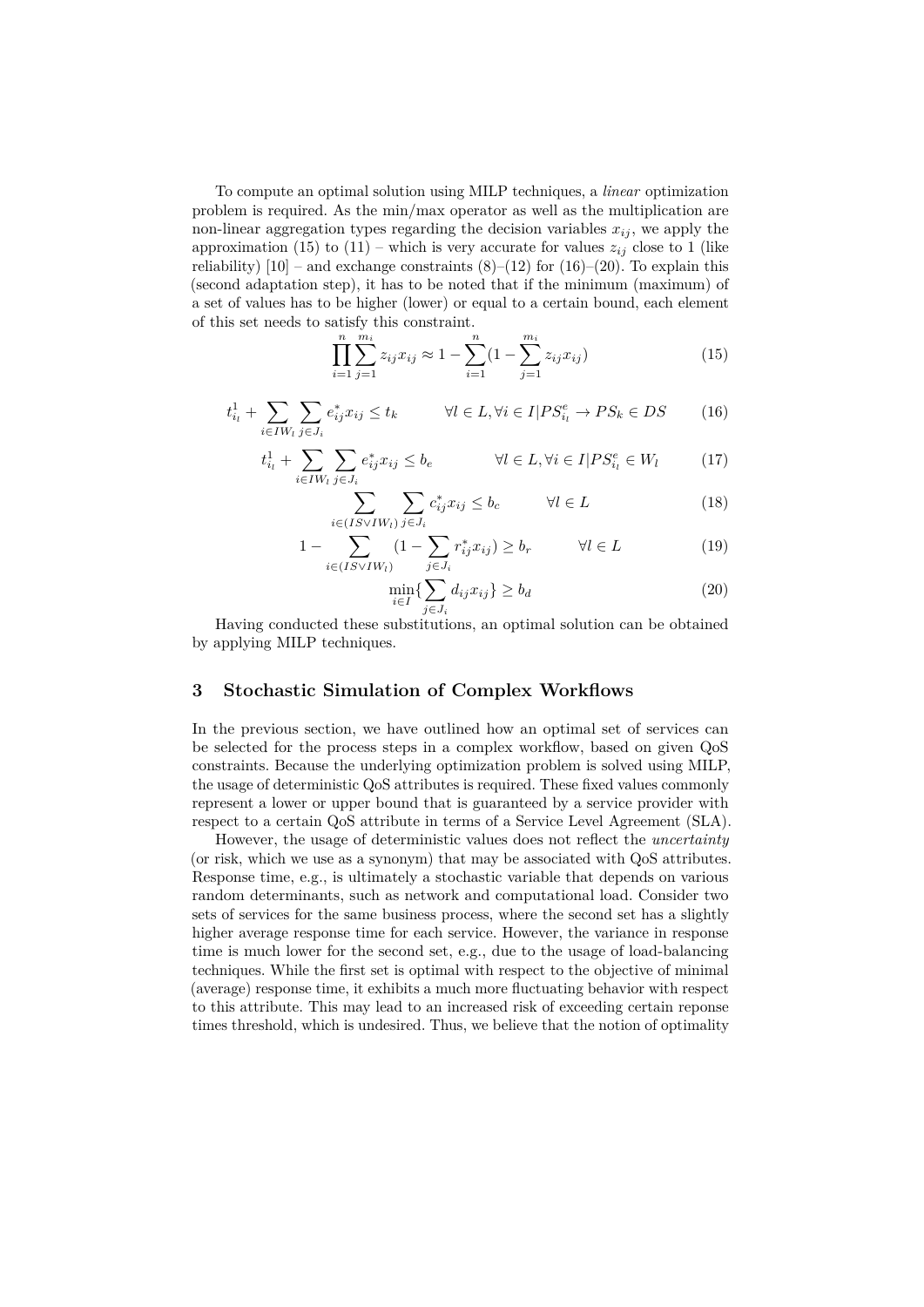To compute an optimal solution using MILP techniques, a *linear* optimization problem is required. As the min/max operator as well as the multiplication are non-linear aggregation types regarding the decision variables $x_{ij}$, we apply the approximation (15) to (11) – which is very accurate for values $z_{ij}$ close to 1 (like reliability) [10] – and exchange constraints (8)–(12) for (16)–(20). To explain this (second adaptation step), it has to be noted that if the minimum (maximum) of a set of values has to be higher (lower) or equal to a certain bound, each element of this set needs to satisfy this constraint.

$$\prod_{i=1}^{n}\sum_{j=1}^{m_i} z_{ij}x_{ij} \approx 1 - \sum_{i=1}^{n}(1 - \sum_{j=1}^{m_i} z_{ij}x_{ij}) \tag{15}$$

$$t^1_{i_l} + \sum_{i \in IW_l}\sum_{j \in J_i} e^*_{ij}x_{ij} \leq t_k \qquad \forall l \in L, \forall i \in I | PS^e_{i_l} \rightarrow PS_k \in DS \tag{16}$$

$$t^1_{i_l} + \sum_{i \in IW_l}\sum_{j \in J_i} e^*_{ij}x_{ij} \leq b_e \qquad \forall l \in L, \forall i \in I | PS^e_{i_l} \in W_l \tag{17}$$

$$\sum_{i \in (IS \vee IW_l)}\sum_{j \in J_i} c^*_{ij}x_{ij} \leq b_c \qquad \forall l \in L \tag{18}$$

$$1 - \sum_{i \in (IS \vee IW_l)}(1 - \sum_{j \in J_i} r^*_{ij}x_{ij}) \geq b_r \qquad \forall l \in L \tag{19}$$

$$\min_{i \in I}\{\sum_{j \in J_i} d_{ij}x_{ij}\} \geq b_d \tag{20}$$

Having conducted these substitutions, an optimal solution can be obtained by applying MILP techniques.

## 3 Stochastic Simulation of Complex Workflows

In the previous section, we have outlined how an optimal set of services can be selected for the process steps in a complex workflow, based on given QoS constraints. Because the underlying optimization problem is solved using MILP, the usage of deterministic QoS attributes is required. These fixed values commonly represent a lower or upper bound that is guaranteed by a service provider with respect to a certain QoS attribute in terms of a Service Level Agreement (SLA).

However, the usage of deterministic values does not reflect the *uncertainty* (or risk, which we use as a synonym) that may be associated with QoS attributes. Response time, e.g., is ultimately a stochastic variable that depends on various random determinants, such as network and computational load. Consider two sets of services for the same business process, where the second set has a slightly higher average response time for each service. However, the variance in response time is much lower for the second set, e.g., due to the usage of load-balancing techniques. While the first set is optimal with respect to the objective of minimal (average) response time, it exhibits a much more fluctuating behavior with respect to this attribute. This may lead to an increased risk of exceeding certain reponse times threshold, which is undesired. Thus, we believe that the notion of optimality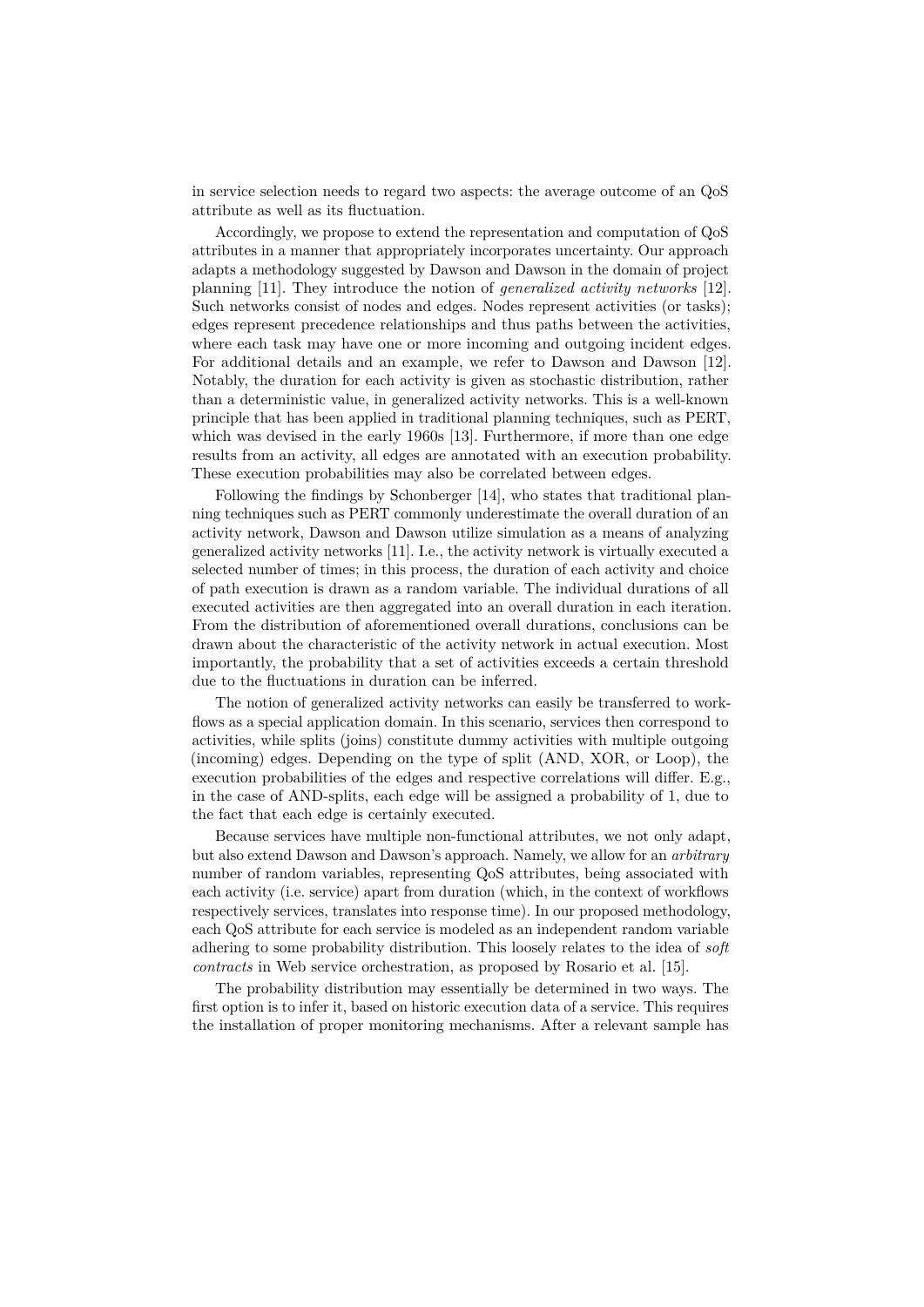in service selection needs to regard two aspects: the average outcome of an QoS attribute as well as its fluctuation.

Accordingly, we propose to extend the representation and computation of QoS attributes in a manner that appropriately incorporates uncertainty. Our approach adapts a methodology suggested by Dawson and Dawson in the domain of project planning [11]. They introduce the notion of *generalized activity networks* [12]. Such networks consist of nodes and edges. Nodes represent activities (or tasks); edges represent precedence relationships and thus paths between the activities, where each task may have one or more incoming and outgoing incident edges. For additional details and an example, we refer to Dawson and Dawson [12]. Notably, the duration for each activity is given as stochastic distribution, rather than a deterministic value, in generalized activity networks. This is a well-known principle that has been applied in traditional planning techniques, such as PERT, which was devised in the early 1960s [13]. Furthermore, if more than one edge results from an activity, all edges are annotated with an execution probability. These execution probabilities may also be correlated between edges.

Following the findings by Schonberger [14], who states that traditional planning techniques such as PERT commonly underestimate the overall duration of an activity network, Dawson and Dawson utilize simulation as a means of analyzing generalized activity networks [11]. I.e., the activity network is virtually executed a selected number of times; in this process, the duration of each activity and choice of path execution is drawn as a random variable. The individual durations of all executed activities are then aggregated into an overall duration in each iteration. From the distribution of aforementioned overall durations, conclusions can be drawn about the characteristic of the activity network in actual execution. Most importantly, the probability that a set of activities exceeds a certain threshold due to the fluctuations in duration can be inferred.

The notion of generalized activity networks can easily be transferred to workflows as a special application domain. In this scenario, services then correspond to activities, while splits (joins) constitute dummy activities with multiple outgoing (incoming) edges. Depending on the type of split (AND, XOR, or Loop), the execution probabilities of the edges and respective correlations will differ. E.g., in the case of AND-splits, each edge will be assigned a probability of 1, due to the fact that each edge is certainly executed.

Because services have multiple non-functional attributes, we not only adapt, but also extend Dawson and Dawson's approach. Namely, we allow for an *arbitrary* number of random variables, representing QoS attributes, being associated with each activity (i.e. service) apart from duration (which, in the context of workflows respectively services, translates into response time). In our proposed methodology, each QoS attribute for each service is modeled as an independent random variable adhering to some probability distribution. This loosely relates to the idea of *soft contracts* in Web service orchestration, as proposed by Rosario et al. [15].

The probability distribution may essentially be determined in two ways. The first option is to infer it, based on historic execution data of a service. This requires the installation of proper monitoring mechanisms. After a relevant sample has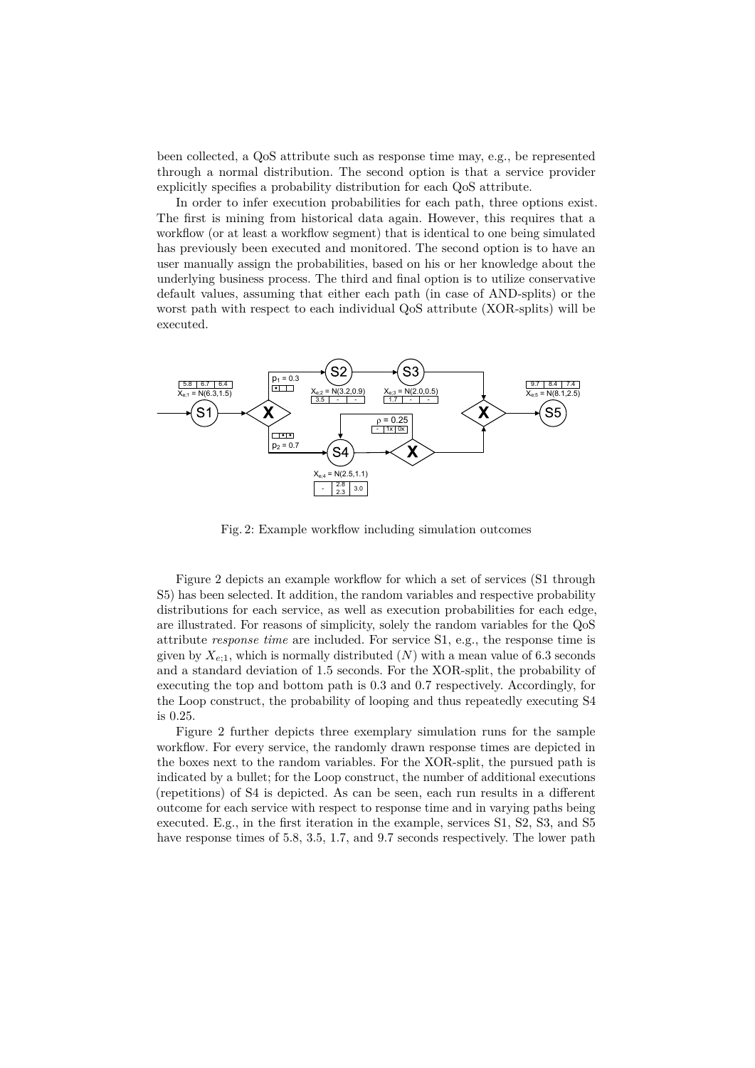been collected, a QoS attribute such as response time may, e.g., be represented through a normal distribution. The second option is that a service provider explicitly specifies a probability distribution for each QoS attribute.

In order to infer execution probabilities for each path, three options exist. The first is mining from historical data again. However, this requires that a workflow (or at least a workflow segment) that is identical to one being simulated has previously been executed and monitored. The second option is to have an user manually assign the probabilities, based on his or her knowledge about the underlying business process. The third and final option is to utilize conservative default values, assuming that either each path (in case of AND-splits) or the worst path with respect to each individual QoS attribute (XOR-splits) will be executed.

Fig. 2: Example workflow including simulation outcomes

Figure 2 depicts an example workflow for which a set of services (S1 through S5) has been selected. It addition, the random variables and respective probability distributions for each service, as well as execution probabilities for each edge, are illustrated. For reasons of simplicity, solely the random variables for the QoS attribute *response time* are included. For service S1, e.g., the response time is given by $X_{e;1}$, which is normally distributed ($N$) with a mean value of 6.3 seconds and a standard deviation of 1.5 seconds. For the XOR-split, the probability of executing the top and bottom path is 0.3 and 0.7 respectively. Accordingly, for the Loop construct, the probability of looping and thus repeatedly executing S4 is 0.25.

Figure 2 further depicts three exemplary simulation runs for the sample workflow. For every service, the randomly drawn response times are depicted in the boxes next to the random variables. For the XOR-split, the pursued path is indicated by a bullet; for the Loop construct, the number of additional executions (repetitions) of S4 is depicted. As can be seen, each run results in a different outcome for each service with respect to response time and in varying paths being executed. E.g., in the first iteration in the example, services S1, S2, S3, and S5 have response times of 5.8, 3.5, 1.7, and 9.7 seconds respectively. The lower path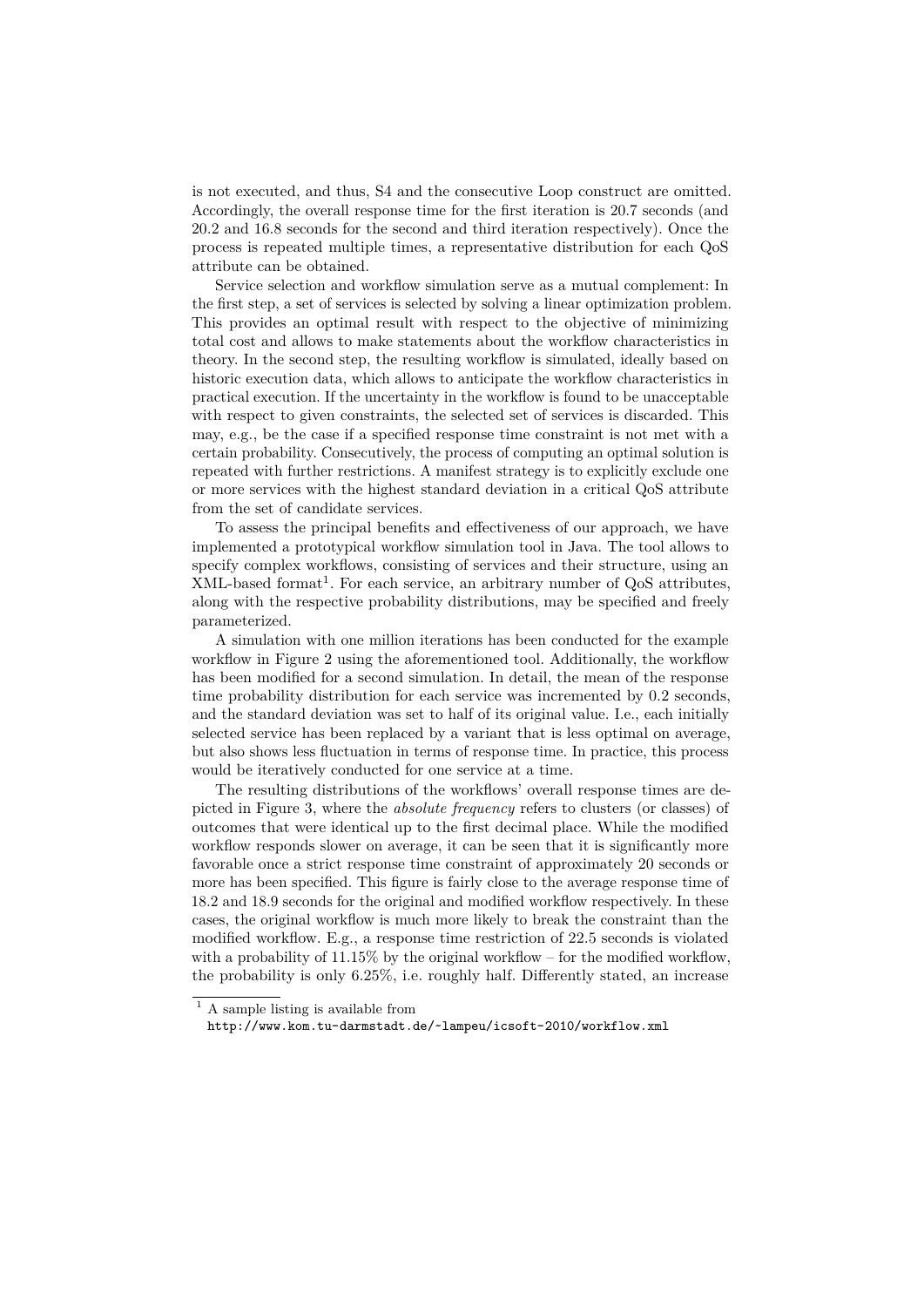is not executed, and thus, S4 and the consecutive Loop construct are omitted. Accordingly, the overall response time for the first iteration is 20.7 seconds (and 20.2 and 16.8 seconds for the second and third iteration respectively). Once the process is repeated multiple times, a representative distribution for each QoS attribute can be obtained.

Service selection and workflow simulation serve as a mutual complement: In the first step, a set of services is selected by solving a linear optimization problem. This provides an optimal result with respect to the objective of minimizing total cost and allows to make statements about the workflow characteristics in theory. In the second step, the resulting workflow is simulated, ideally based on historic execution data, which allows to anticipate the workflow characteristics in practical execution. If the uncertainty in the workflow is found to be unacceptable with respect to given constraints, the selected set of services is discarded. This may, e.g., be the case if a specified response time constraint is not met with a certain probability. Consecutively, the process of computing an optimal solution is repeated with further restrictions. A manifest strategy is to explicitly exclude one or more services with the highest standard deviation in a critical QoS attribute from the set of candidate services.

To assess the principal benefits and effectiveness of our approach, we have implemented a prototypical workflow simulation tool in Java. The tool allows to specify complex workflows, consisting of services and their structure, using an XML-based format[1]. For each service, an arbitrary number of QoS attributes, along with the respective probability distributions, may be specified and freely parameterized.

A simulation with one million iterations has been conducted for the example workflow in Figure 2 using the aforementioned tool. Additionally, the workflow has been modified for a second simulation. In detail, the mean of the response time probability distribution for each service was incremented by 0.2 seconds, and the standard deviation was set to half of its original value. I.e., each initially selected service has been replaced by a variant that is less optimal on average, but also shows less fluctuation in terms of response time. In practice, this process would be iteratively conducted for one service at a time.

The resulting distributions of the workflows' overall response times are depicted in Figure 3, where the *absolute frequency* refers to clusters (or classes) of outcomes that were identical up to the first decimal place. While the modified workflow responds slower on average, it can be seen that it is significantly more favorable once a strict response time constraint of approximately 20 seconds or more has been specified. This figure is fairly close to the average response time of 18.2 and 18.9 seconds for the original and modified workflow respectively. In these cases, the original workflow is much more likely to break the constraint than the modified workflow. E.g., a response time restriction of 22.5 seconds is violated with a probability of 11.15% by the original workflow – for the modified workflow, the probability is only 6.25%, i.e. roughly half. Differently stated, an increase

[1] A sample listing is available from `http://www.kom.tu-darmstadt.de/~lampeu/icsoft-2010/workflow.xml`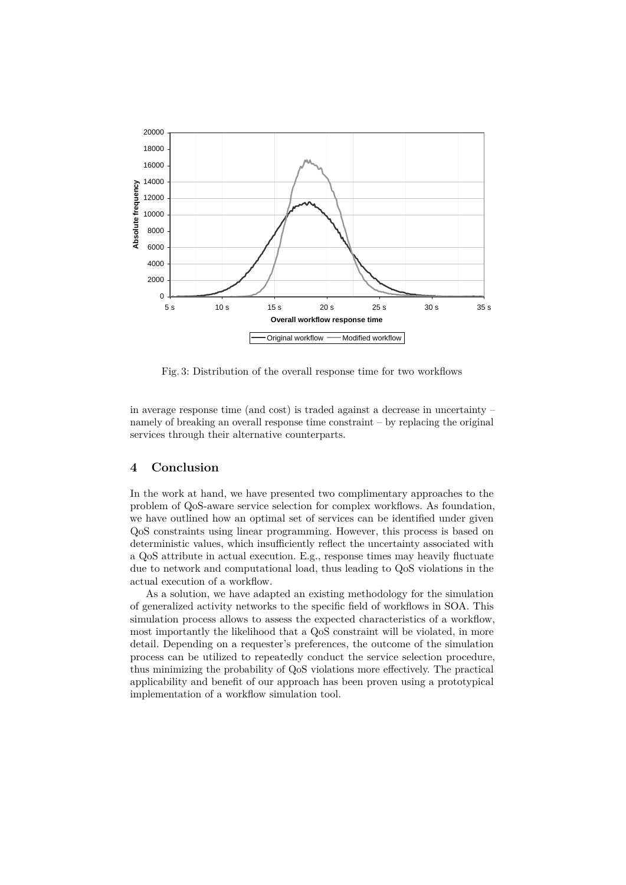Fig. 3: Distribution of the overall response time for two workflows

in average response time (and cost) is traded against a decrease in uncertainty – namely of breaking an overall response time constraint – by replacing the original services through their alternative counterparts.

## 4 Conclusion

In the work at hand, we have presented two complimentary approaches to the problem of QoS-aware service selection for complex workflows. As foundation, we have outlined how an optimal set of services can be identified under given QoS constraints using linear programming. However, this process is based on deterministic values, which insufficiently reflect the uncertainty associated with a QoS attribute in actual execution. E.g., response times may heavily fluctuate due to network and computational load, thus leading to QoS violations in the actual execution of a workflow.

As a solution, we have adapted an existing methodology for the simulation of generalized activity networks to the specific field of workflows in SOA. This simulation process allows to assess the expected characteristics of a workflow, most importantly the likelihood that a QoS constraint will be violated, in more detail. Depending on a requester's preferences, the outcome of the simulation process can be utilized to repeatedly conduct the service selection procedure, thus minimizing the probability of QoS violations more effectively. The practical applicability and benefit of our approach has been proven using a prototypical implementation of a workflow simulation tool.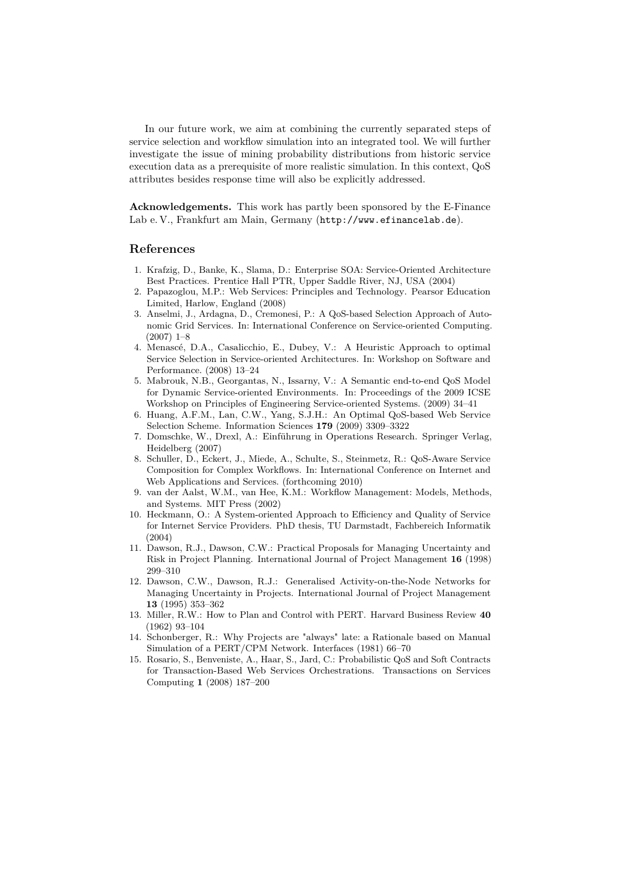In our future work, we aim at combining the currently separated steps of service selection and workflow simulation into an integrated tool. We will further investigate the issue of mining probability distributions from historic service execution data as a prerequisite of more realistic simulation. In this context, QoS attributes besides response time will also be explicitly addressed.

**Acknowledgements.** This work has partly been sponsored by the E-Finance Lab e. V., Frankfurt am Main, Germany (http://www.efinancelab.de).

## References

1. Krafzig, D., Banke, K., Slama, D.: Enterprise SOA: Service-Oriented Architecture Best Practices. Prentice Hall PTR, Upper Saddle River, NJ, USA (2004)
2. Papazoglou, M.P.: Web Services: Principles and Technology. Pearson Education Limited, Harlow, England (2008)
3. Anselmi, J., Ardagna, D., Cremonesi, P.: A QoS-based Selection Approach of Autonomic Grid Services. In: International Conference on Service-oriented Computing. (2007) 1–8
4. Menascé, D.A., Casalicchio, E., Dubey, V.: A Heuristic Approach to optimal Service Selection in Service-oriented Architectures. In: Workshop on Software and Performance. (2008) 13–24
5. Mabrouk, N.B., Georgantas, N., Issarny, V.: A Semantic end-to-end QoS Model for Dynamic Service-oriented Environments. In: Proceedings of the 2009 ICSE Workshop on Principles of Engineering Service-oriented Systems. (2009) 34–41
6. Huang, A.F.M., Lan, C.W., Yang, S.J.H.: An Optimal QoS-based Web Service Selection Scheme. Information Sciences **179** (2009) 3309–3322
7. Domschke, W., Drexl, A.: Einführung in Operations Research. Springer Verlag, Heidelberg (2007)
8. Schuller, D., Eckert, J., Miede, A., Schulte, S., Steinmetz, R.: QoS-Aware Service Composition for Complex Workflows. In: International Conference on Internet and Web Applications and Services. (forthcoming 2010)
9. van der Aalst, W.M., van Hee, K.M.: Workflow Management: Models, Methods, and Systems. MIT Press (2002)
10. Heckmann, O.: A System-oriented Approach to Efficiency and Quality of Service for Internet Service Providers. PhD thesis, TU Darmstadt, Fachbereich Informatik (2004)
11. Dawson, R.J., Dawson, C.W.: Practical Proposals for Managing Uncertainty and Risk in Project Planning. International Journal of Project Management **16** (1998) 299–310
12. Dawson, C.W., Dawson, R.J.: Generalised Activity-on-the-Node Networks for Managing Uncertainty in Projects. International Journal of Project Management **13** (1995) 353–362
13. Miller, R.W.: How to Plan and Control with PERT. Harvard Business Review **40** (1962) 93–104
14. Schonberger, R.: Why Projects are "always" late: a Rationale based on Manual Simulation of a PERT/CPM Network. Interfaces (1981) 66–70
15. Rosario, S., Benveniste, A., Haar, S., Jard, C.: Probabilistic QoS and Soft Contracts for Transaction-Based Web Services Orchestrations. Transactions on Services Computing **1** (2008) 187–200